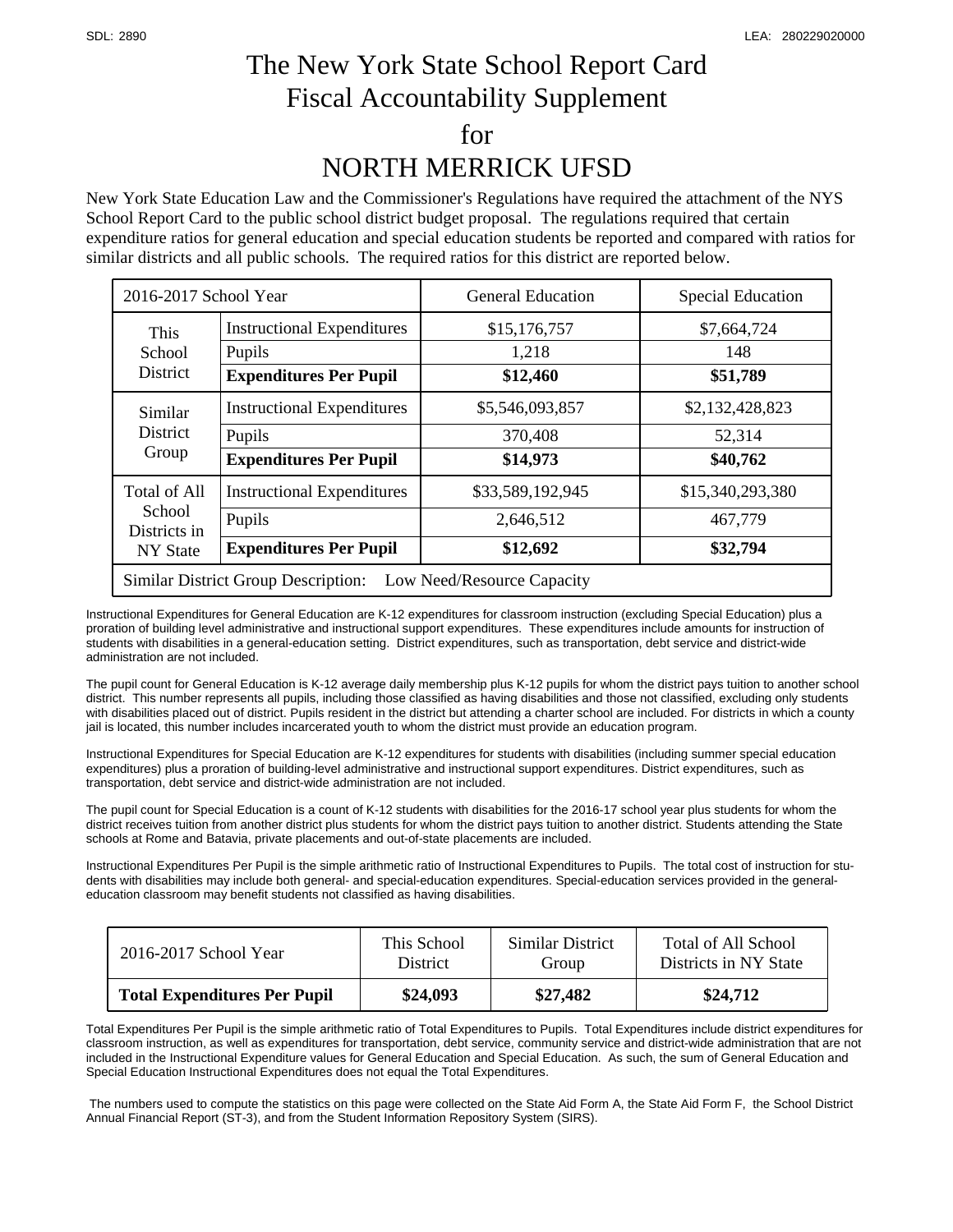SDL: 2890 LEA: 280229020000

# The New York State School Report Card
# Fiscal Accountability Supplement
# for
# NORTH MERRICK UFSD

New York State Education Law and the Commissioner's Regulations have required the attachment of the NYS School Report Card to the public school district budget proposal. The regulations required that certain expenditure ratios for general education and special education students be reported and compared with ratios for similar districts and all public schools. The required ratios for this district are reported below.

| 2016-2017 School Year | | General Education | Special Education |
|---|---|---|---|
| This School District | Instructional Expenditures | $15,176,757 | $7,664,724 |
| | Pupils | 1,218 | 148 |
| | **Expenditures Per Pupil** | **$12,460** | **$51,789** |
| Similar District Group | Instructional Expenditures | $5,546,093,857 | $2,132,428,823 |
| | Pupils | 370,408 | 52,314 |
| | **Expenditures Per Pupil** | **$14,973** | **$40,762** |
| Total of All School Districts in NY State | Instructional Expenditures | $33,589,192,945 | $15,340,293,380 |
| | Pupils | 2,646,512 | 467,779 |
| | **Expenditures Per Pupil** | **$12,692** | **$32,794** |
| Similar District Group Description: | Low Need/Resource Capacity | | |

Instructional Expenditures for General Education are K-12 expenditures for classroom instruction (excluding Special Education) plus a proration of building level administrative and instructional support expenditures. These expenditures include amounts for instruction of students with disabilities in a general-education setting. District expenditures, such as transportation, debt service and district-wide administration are not included.

The pupil count for General Education is K-12 average daily membership plus K-12 pupils for whom the district pays tuition to another school district. This number represents all pupils, including those classified as having disabilities and those not classified, excluding only students with disabilities placed out of district. Pupils resident in the district but attending a charter school are included. For districts in which a county jail is located, this number includes incarcerated youth to whom the district must provide an education program.

Instructional Expenditures for Special Education are K-12 expenditures for students with disabilities (including summer special education expenditures) plus a proration of building-level administrative and instructional support expenditures. District expenditures, such as transportation, debt service and district-wide administration are not included.

The pupil count for Special Education is a count of K-12 students with disabilities for the 2016-17 school year plus students for whom the district receives tuition from another district plus students for whom the district pays tuition to another district. Students attending the State schools at Rome and Batavia, private placements and out-of-state placements are included.

Instructional Expenditures Per Pupil is the simple arithmetic ratio of Instructional Expenditures to Pupils. The total cost of instruction for students with disabilities may include both general- and special-education expenditures. Special-education services provided in the general-education classroom may benefit students not classified as having disabilities.

| 2016-2017 School Year | This School District | Similar District Group | Total of All School Districts in NY State |
|---|---|---|---|
| **Total Expenditures Per Pupil** | **$24,093** | **$27,482** | **$24,712** |

Total Expenditures Per Pupil is the simple arithmetic ratio of Total Expenditures to Pupils. Total Expenditures include district expenditures for classroom instruction, as well as expenditures for transportation, debt service, community service and district-wide administration that are not included in the Instructional Expenditure values for General Education and Special Education. As such, the sum of General Education and Special Education Instructional Expenditures does not equal the Total Expenditures.

The numbers used to compute the statistics on this page were collected on the State Aid Form A, the State Aid Form F, the School District Annual Financial Report (ST-3), and from the Student Information Repository System (SIRS).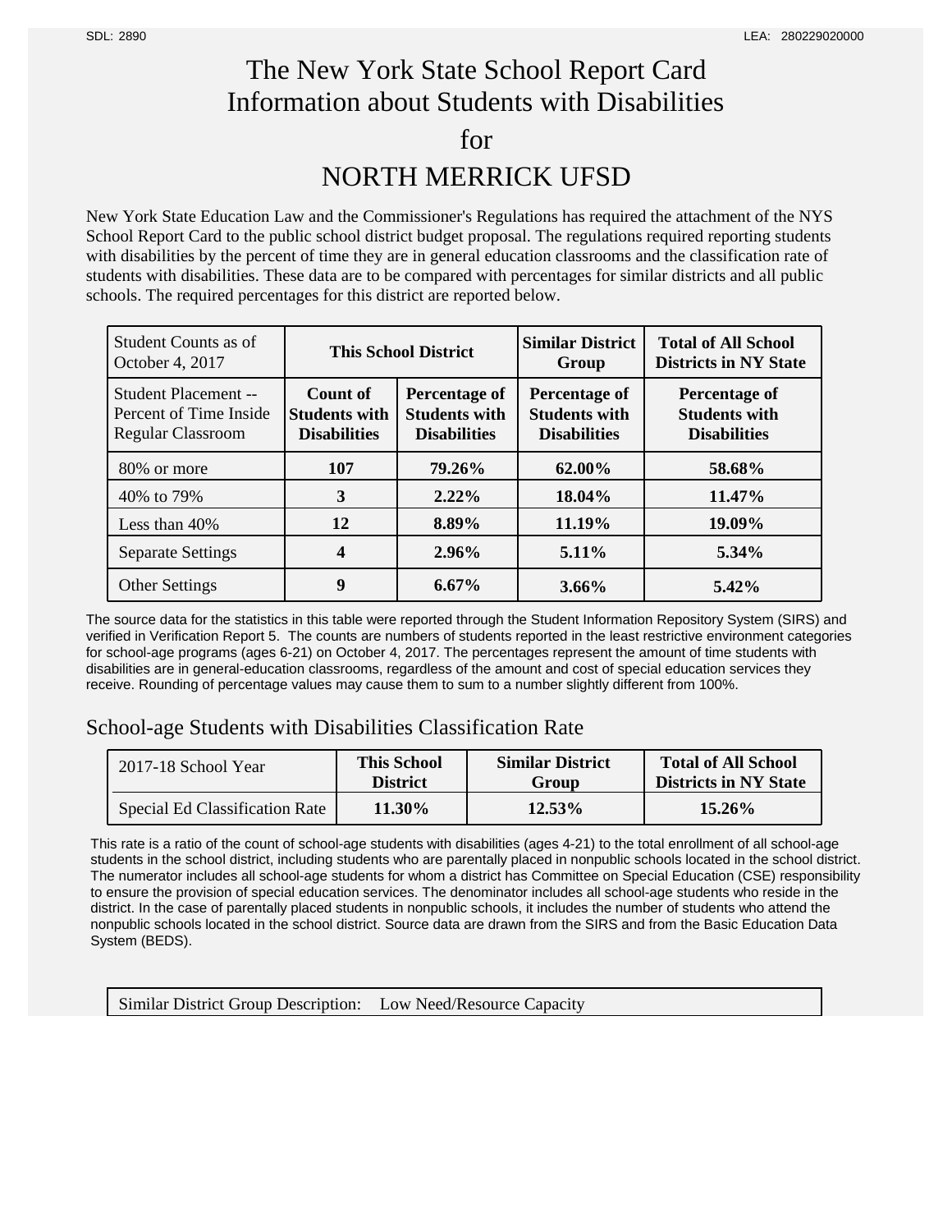SDL: 2890 LEA: 280229020000

# The New York State School Report Card Information about Students with Disabilities for NORTH MERRICK UFSD

New York State Education Law and the Commissioner's Regulations has required the attachment of the NYS School Report Card to the public school district budget proposal. The regulations required reporting students with disabilities by the percent of time they are in general education classrooms and the classification rate of students with disabilities. These data are to be compared with percentages for similar districts and all public schools. The required percentages for this district are reported below.

| Student Counts as of October 4, 2017 | This School District | | Similar District Group | Total of All School Districts in NY State |
|---|---|---|---|---|
| Student Placement -- Percent of Time Inside Regular Classroom | **Count of Students with Disabilities** | **Percentage of Students with Disabilities** | **Percentage of Students with Disabilities** | **Percentage of Students with Disabilities** |
| 80% or more | **107** | **79.26%** | **62.00%** | **58.68%** |
| 40% to 79% | **3** | **2.22%** | **18.04%** | **11.47%** |
| Less than 40% | **12** | **8.89%** | **11.19%** | **19.09%** |
| Separate Settings | **4** | **2.96%** | **5.11%** | **5.34%** |
| Other Settings | **9** | **6.67%** | **3.66%** | **5.42%** |

The source data for the statistics in this table were reported through the Student Information Repository System (SIRS) and verified in Verification Report 5. The counts are numbers of students reported in the least restrictive environment categories for school-age programs (ages 6-21) on October 4, 2017. The percentages represent the amount of time students with disabilities are in general-education classrooms, regardless of the amount and cost of special education services they receive. Rounding of percentage values may cause them to sum to a number slightly different from 100%.

## School-age Students with Disabilities Classification Rate

| 2017-18 School Year | This School District | Similar District Group | Total of All School Districts in NY State |
|---|---|---|---|
| Special Ed Classification Rate | **11.30%** | **12.53%** | **15.26%** |

This rate is a ratio of the count of school-age students with disabilities (ages 4-21) to the total enrollment of all school-age students in the school district, including students who are parentally placed in nonpublic schools located in the school district. The numerator includes all school-age students for whom a district has Committee on Special Education (CSE) responsibility to ensure the provision of special education services. The denominator includes all school-age students who reside in the district. In the case of parentally placed students in nonpublic schools, it includes the number of students who attend the nonpublic schools located in the school district. Source data are drawn from the SIRS and from the Basic Education Data System (BEDS).

Similar District Group Description: Low Need/Resource Capacity